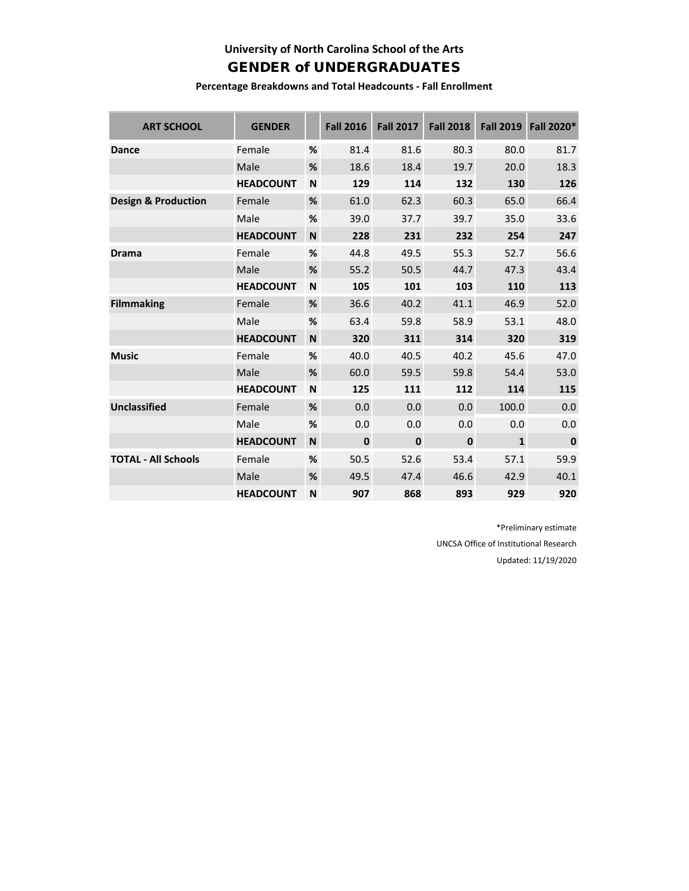**University of North Carolina School of the Arts**

# GENDER of UNDERGRADUATES

**Percentage Breakdowns and Total Headcounts - Fall Enrollment**

| ART SCHOOL | GENDER | | Fall 2016 | Fall 2017 | Fall 2018 | Fall 2019 | Fall 2020* |
|---|---|---|---|---|---|---|---|
| **Dance** | Female | % | 81.4 | 81.6 | 80.3 | 80.0 | 81.7 |
| | Male | % | 18.6 | 18.4 | 19.7 | 20.0 | 18.3 |
| | **HEADCOUNT** | **N** | **129** | **114** | **132** | **130** | **126** |
| **Design & Production** | Female | % | 61.0 | 62.3 | 60.3 | 65.0 | 66.4 |
| | Male | % | 39.0 | 37.7 | 39.7 | 35.0 | 33.6 |
| | **HEADCOUNT** | **N** | **228** | **231** | **232** | **254** | **247** |
| **Drama** | Female | % | 44.8 | 49.5 | 55.3 | 52.7 | 56.6 |
| | Male | % | 55.2 | 50.5 | 44.7 | 47.3 | 43.4 |
| | **HEADCOUNT** | **N** | **105** | **101** | **103** | **110** | **113** |
| **Filmmaking** | Female | % | 36.6 | 40.2 | 41.1 | 46.9 | 52.0 |
| | Male | % | 63.4 | 59.8 | 58.9 | 53.1 | 48.0 |
| | **HEADCOUNT** | **N** | **320** | **311** | **314** | **320** | **319** |
| **Music** | Female | % | 40.0 | 40.5 | 40.2 | 45.6 | 47.0 |
| | Male | % | 60.0 | 59.5 | 59.8 | 54.4 | 53.0 |
| | **HEADCOUNT** | **N** | **125** | **111** | **112** | **114** | **115** |
| **Unclassified** | Female | % | 0.0 | 0.0 | 0.0 | 100.0 | 0.0 |
| | Male | % | 0.0 | 0.0 | 0.0 | 0.0 | 0.0 |
| | **HEADCOUNT** | **N** | **0** | **0** | **0** | **1** | **0** |
| **TOTAL - All Schools** | Female | % | 50.5 | 52.6 | 53.4 | 57.1 | 59.9 |
| | Male | % | 49.5 | 47.4 | 46.6 | 42.9 | 40.1 |
| | **HEADCOUNT** | **N** | **907** | **868** | **893** | **929** | **920** |

*Preliminary estimate

UNCSA Office of Institutional Research

Updated: 11/19/2020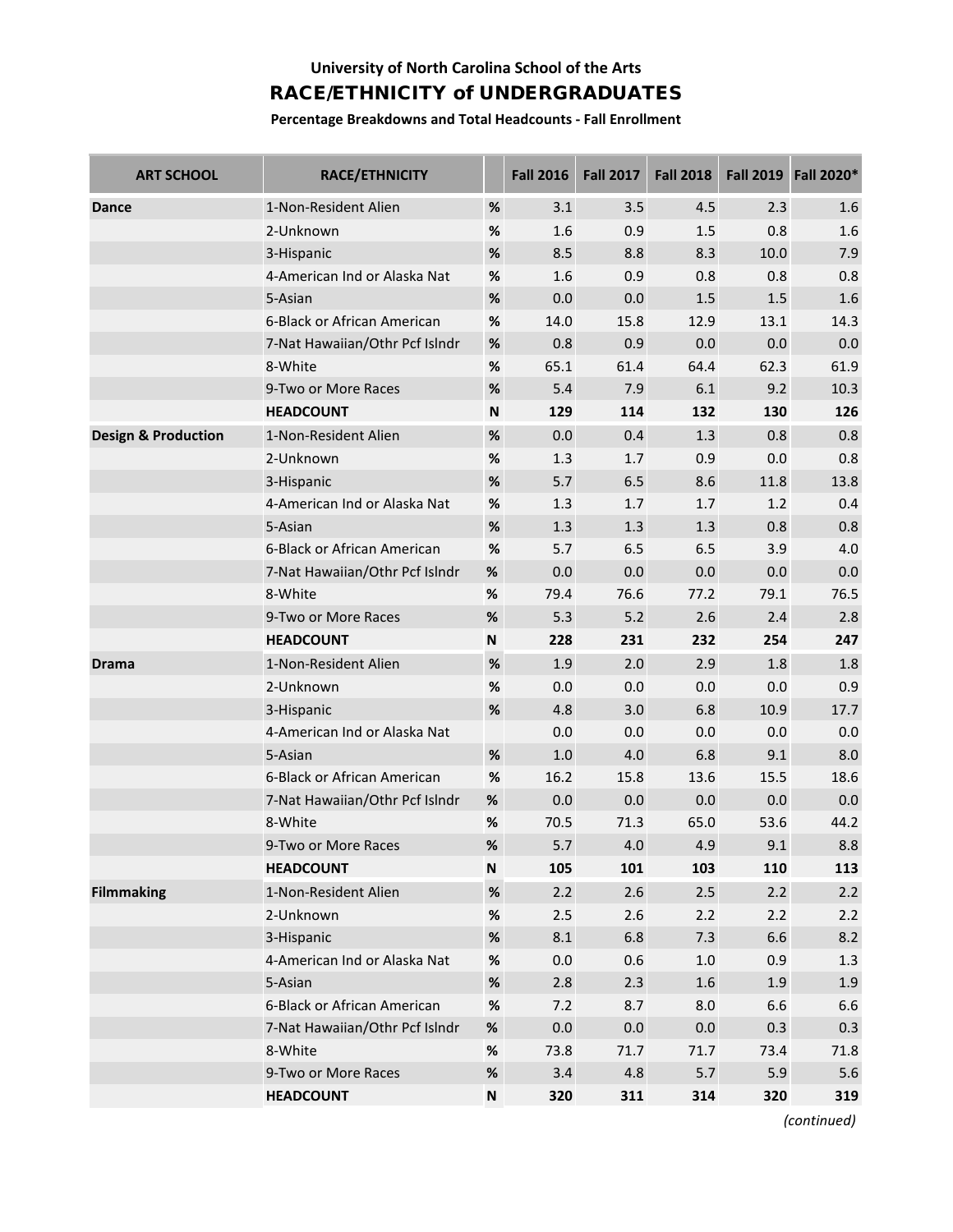**University of North Carolina School of the Arts**

# RACE/ETHNICITY of UNDERGRADUATES

**Percentage Breakdowns and Total Headcounts - Fall Enrollment**

| ART SCHOOL | RACE/ETHNICITY | | Fall 2016 | Fall 2017 | Fall 2018 | Fall 2019 | Fall 2020* |
|---|---|---|---|---|---|---|---|
| **Dance** | 1-Non-Resident Alien | % | 3.1 | 3.5 | 4.5 | 2.3 | 1.6 |
| | 2-Unknown | % | 1.6 | 0.9 | 1.5 | 0.8 | 1.6 |
| | 3-Hispanic | % | 8.5 | 8.8 | 8.3 | 10.0 | 7.9 |
| | 4-American Ind or Alaska Nat | % | 1.6 | 0.9 | 0.8 | 0.8 | 0.8 |
| | 5-Asian | % | 0.0 | 0.0 | 1.5 | 1.5 | 1.6 |
| | 6-Black or African American | % | 14.0 | 15.8 | 12.9 | 13.1 | 14.3 |
| | 7-Nat Hawaiian/Othr Pcf Islndr | % | 0.8 | 0.9 | 0.0 | 0.0 | 0.0 |
| | 8-White | % | 65.1 | 61.4 | 64.4 | 62.3 | 61.9 |
| | 9-Two or More Races | % | 5.4 | 7.9 | 6.1 | 9.2 | 10.3 |
| | **HEADCOUNT** | **N** | **129** | **114** | **132** | **130** | **126** |
| **Design & Production** | 1-Non-Resident Alien | % | 0.0 | 0.4 | 1.3 | 0.8 | 0.8 |
| | 2-Unknown | % | 1.3 | 1.7 | 0.9 | 0.0 | 0.8 |
| | 3-Hispanic | % | 5.7 | 6.5 | 8.6 | 11.8 | 13.8 |
| | 4-American Ind or Alaska Nat | % | 1.3 | 1.7 | 1.7 | 1.2 | 0.4 |
| | 5-Asian | % | 1.3 | 1.3 | 1.3 | 0.8 | 0.8 |
| | 6-Black or African American | % | 5.7 | 6.5 | 6.5 | 3.9 | 4.0 |
| | 7-Nat Hawaiian/Othr Pcf Islndr | % | 0.0 | 0.0 | 0.0 | 0.0 | 0.0 |
| | 8-White | % | 79.4 | 76.6 | 77.2 | 79.1 | 76.5 |
| | 9-Two or More Races | % | 5.3 | 5.2 | 2.6 | 2.4 | 2.8 |
| | **HEADCOUNT** | **N** | **228** | **231** | **232** | **254** | **247** |
| **Drama** | 1-Non-Resident Alien | % | 1.9 | 2.0 | 2.9 | 1.8 | 1.8 |
| | 2-Unknown | % | 0.0 | 0.0 | 0.0 | 0.0 | 0.9 |
| | 3-Hispanic | % | 4.8 | 3.0 | 6.8 | 10.9 | 17.7 |
| | 4-American Ind or Alaska Nat | | 0.0 | 0.0 | 0.0 | 0.0 | 0.0 |
| | 5-Asian | % | 1.0 | 4.0 | 6.8 | 9.1 | 8.0 |
| | 6-Black or African American | % | 16.2 | 15.8 | 13.6 | 15.5 | 18.6 |
| | 7-Nat Hawaiian/Othr Pcf Islndr | % | 0.0 | 0.0 | 0.0 | 0.0 | 0.0 |
| | 8-White | % | 70.5 | 71.3 | 65.0 | 53.6 | 44.2 |
| | 9-Two or More Races | % | 5.7 | 4.0 | 4.9 | 9.1 | 8.8 |
| | **HEADCOUNT** | **N** | **105** | **101** | **103** | **110** | **113** |
| **Filmmaking** | 1-Non-Resident Alien | % | 2.2 | 2.6 | 2.5 | 2.2 | 2.2 |
| | 2-Unknown | % | 2.5 | 2.6 | 2.2 | 2.2 | 2.2 |
| | 3-Hispanic | % | 8.1 | 6.8 | 7.3 | 6.6 | 8.2 |
| | 4-American Ind or Alaska Nat | % | 0.0 | 0.6 | 1.0 | 0.9 | 1.3 |
| | 5-Asian | % | 2.8 | 2.3 | 1.6 | 1.9 | 1.9 |
| | 6-Black or African American | % | 7.2 | 8.7 | 8.0 | 6.6 | 6.6 |
| | 7-Nat Hawaiian/Othr Pcf Islndr | % | 0.0 | 0.0 | 0.0 | 0.3 | 0.3 |
| | 8-White | % | 73.8 | 71.7 | 71.7 | 73.4 | 71.8 |
| | 9-Two or More Races | % | 3.4 | 4.8 | 5.7 | 5.9 | 5.6 |
| | **HEADCOUNT** | **N** | **320** | **311** | **314** | **320** | **319** |

*(continued)*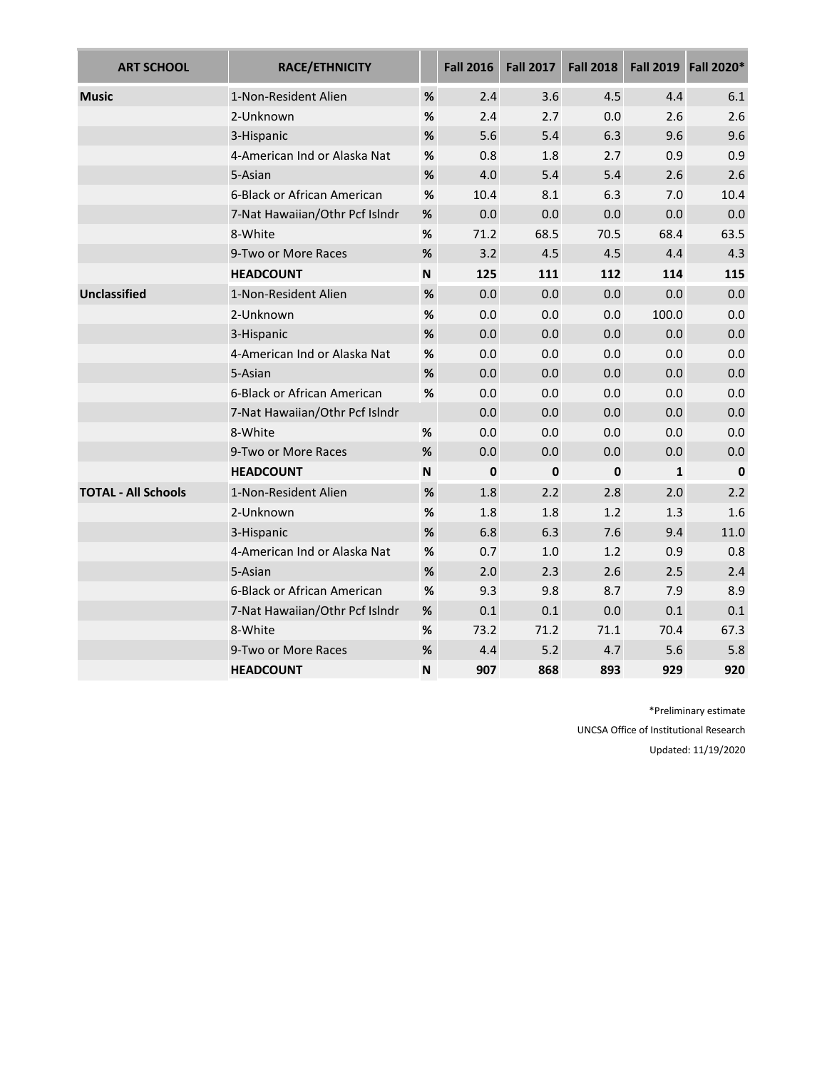| ART SCHOOL | RACE/ETHNICITY | | Fall 2016 | Fall 2017 | Fall 2018 | Fall 2019 | Fall 2020* |
|---|---|---|---|---|---|---|---|
| **Music** | 1-Non-Resident Alien | % | 2.4 | 3.6 | 4.5 | 4.4 | 6.1 |
| | 2-Unknown | % | 2.4 | 2.7 | 0.0 | 2.6 | 2.6 |
| | 3-Hispanic | % | 5.6 | 5.4 | 6.3 | 9.6 | 9.6 |
| | 4-American Ind or Alaska Nat | % | 0.8 | 1.8 | 2.7 | 0.9 | 0.9 |
| | 5-Asian | % | 4.0 | 5.4 | 5.4 | 2.6 | 2.6 |
| | 6-Black or African American | % | 10.4 | 8.1 | 6.3 | 7.0 | 10.4 |
| | 7-Nat Hawaiian/Othr Pcf Islndr | % | 0.0 | 0.0 | 0.0 | 0.0 | 0.0 |
| | 8-White | % | 71.2 | 68.5 | 70.5 | 68.4 | 63.5 |
| | 9-Two or More Races | % | 3.2 | 4.5 | 4.5 | 4.4 | 4.3 |
| | **HEADCOUNT** | **N** | **125** | **111** | **112** | **114** | **115** |
| **Unclassified** | 1-Non-Resident Alien | % | 0.0 | 0.0 | 0.0 | 0.0 | 0.0 |
| | 2-Unknown | % | 0.0 | 0.0 | 0.0 | 100.0 | 0.0 |
| | 3-Hispanic | % | 0.0 | 0.0 | 0.0 | 0.0 | 0.0 |
| | 4-American Ind or Alaska Nat | % | 0.0 | 0.0 | 0.0 | 0.0 | 0.0 |
| | 5-Asian | % | 0.0 | 0.0 | 0.0 | 0.0 | 0.0 |
| | 6-Black or African American | % | 0.0 | 0.0 | 0.0 | 0.0 | 0.0 |
| | 7-Nat Hawaiian/Othr Pcf Islndr | | 0.0 | 0.0 | 0.0 | 0.0 | 0.0 |
| | 8-White | % | 0.0 | 0.0 | 0.0 | 0.0 | 0.0 |
| | 9-Two or More Races | % | 0.0 | 0.0 | 0.0 | 0.0 | 0.0 |
| | **HEADCOUNT** | **N** | **0** | **0** | **0** | **1** | **0** |
| **TOTAL - All Schools** | 1-Non-Resident Alien | % | 1.8 | 2.2 | 2.8 | 2.0 | 2.2 |
| | 2-Unknown | % | 1.8 | 1.8 | 1.2 | 1.3 | 1.6 |
| | 3-Hispanic | % | 6.8 | 6.3 | 7.6 | 9.4 | 11.0 |
| | 4-American Ind or Alaska Nat | % | 0.7 | 1.0 | 1.2 | 0.9 | 0.8 |
| | 5-Asian | % | 2.0 | 2.3 | 2.6 | 2.5 | 2.4 |
| | 6-Black or African American | % | 9.3 | 9.8 | 8.7 | 7.9 | 8.9 |
| | 7-Nat Hawaiian/Othr Pcf Islndr | % | 0.1 | 0.1 | 0.0 | 0.1 | 0.1 |
| | 8-White | % | 73.2 | 71.2 | 71.1 | 70.4 | 67.3 |
| | 9-Two or More Races | % | 4.4 | 5.2 | 4.7 | 5.6 | 5.8 |
| | **HEADCOUNT** | **N** | **907** | **868** | **893** | **929** | **920** |

*Preliminary estimate

UNCSA Office of Institutional Research

Updated: 11/19/2020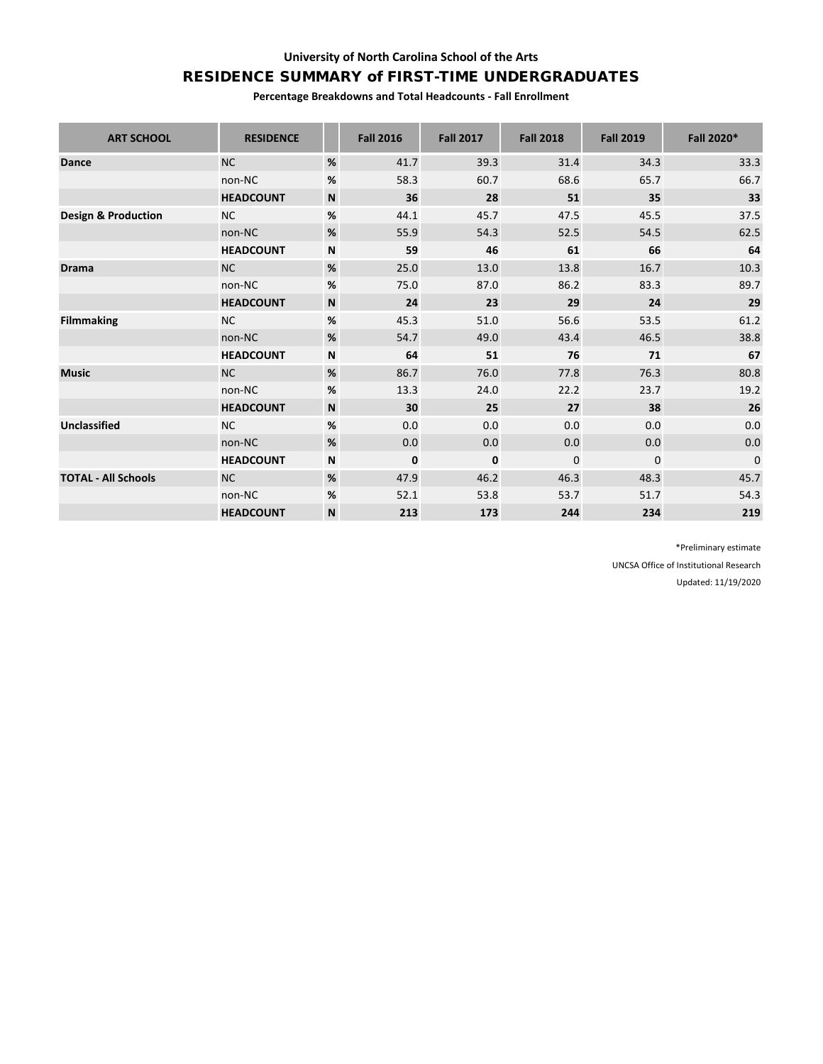**University of North Carolina School of the Arts**

## RESIDENCE SUMMARY of FIRST-TIME UNDERGRADUATES

**Percentage Breakdowns and Total Headcounts - Fall Enrollment**

| ART SCHOOL | RESIDENCE | | Fall 2016 | Fall 2017 | Fall 2018 | Fall 2019 | Fall 2020* |
|---|---|---|---|---|---|---|---|
| **Dance** | NC | % | 41.7 | 39.3 | 31.4 | 34.3 | 33.3 |
| | non-NC | % | 58.3 | 60.7 | 68.6 | 65.7 | 66.7 |
| | **HEADCOUNT** | **N** | **36** | **28** | **51** | **35** | **33** |
| **Design & Production** | NC | % | 44.1 | 45.7 | 47.5 | 45.5 | 37.5 |
| | non-NC | % | 55.9 | 54.3 | 52.5 | 54.5 | 62.5 |
| | **HEADCOUNT** | **N** | **59** | **46** | **61** | **66** | **64** |
| **Drama** | NC | % | 25.0 | 13.0 | 13.8 | 16.7 | 10.3 |
| | non-NC | % | 75.0 | 87.0 | 86.2 | 83.3 | 89.7 |
| | **HEADCOUNT** | **N** | **24** | **23** | **29** | **24** | **29** |
| **Filmmaking** | NC | % | 45.3 | 51.0 | 56.6 | 53.5 | 61.2 |
| | non-NC | % | 54.7 | 49.0 | 43.4 | 46.5 | 38.8 |
| | **HEADCOUNT** | **N** | **64** | **51** | **76** | **71** | **67** |
| **Music** | NC | % | 86.7 | 76.0 | 77.8 | 76.3 | 80.8 |
| | non-NC | % | 13.3 | 24.0 | 22.2 | 23.7 | 19.2 |
| | **HEADCOUNT** | **N** | **30** | **25** | **27** | **38** | **26** |
| **Unclassified** | NC | % | 0.0 | 0.0 | 0.0 | 0.0 | 0.0 |
| | non-NC | % | 0.0 | 0.0 | 0.0 | 0.0 | 0.0 |
| | **HEADCOUNT** | **N** | **0** | **0** | 0 | 0 | 0 |
| **TOTAL - All Schools** | NC | % | 47.9 | 46.2 | 46.3 | 48.3 | 45.7 |
| | non-NC | % | 52.1 | 53.8 | 53.7 | 51.7 | 54.3 |
| | **HEADCOUNT** | **N** | **213** | **173** | **244** | **234** | **219** |

*Preliminary estimate

UNCSA Office of Institutional Research

Updated: 11/19/2020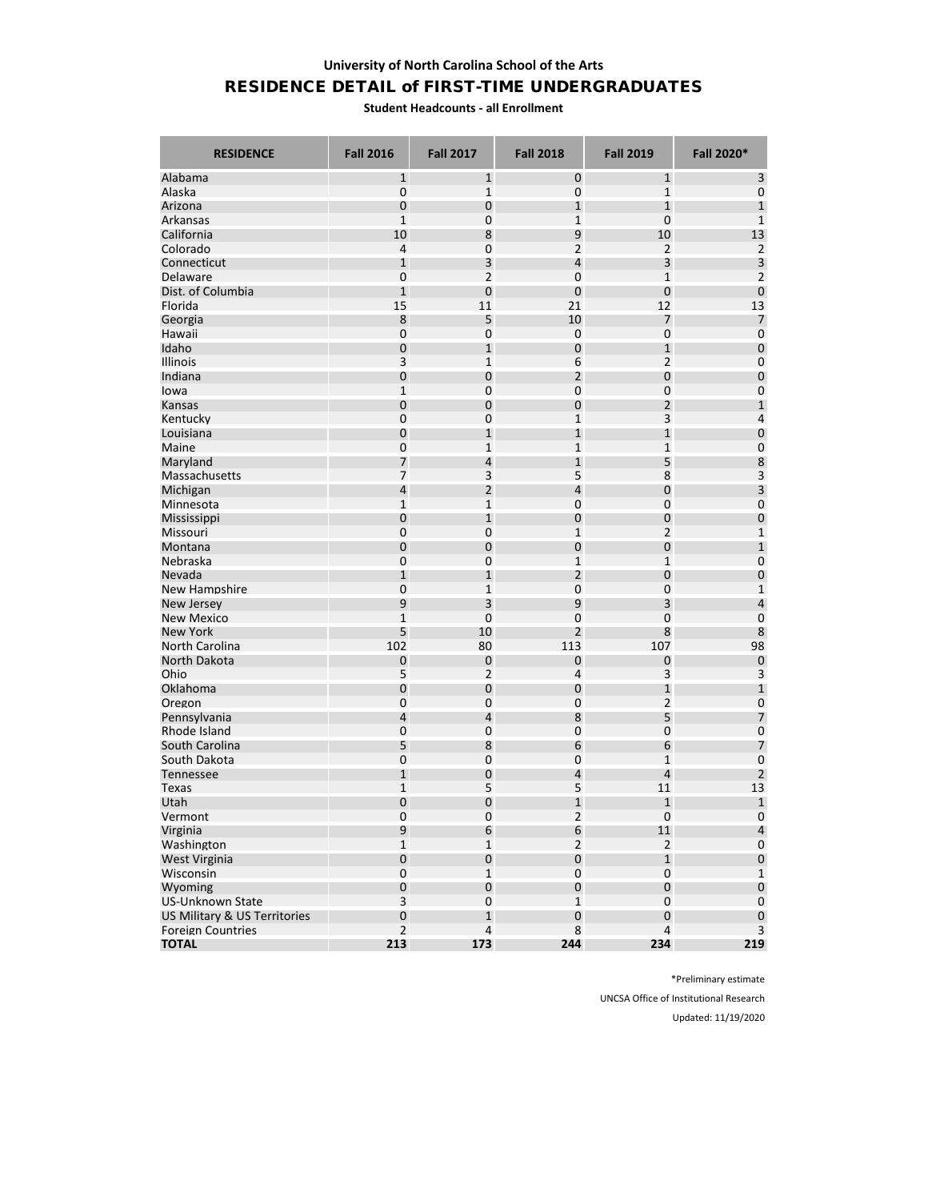**University of North Carolina School of the Arts**

## RESIDENCE DETAIL of FIRST-TIME UNDERGRADUATES

**Student Headcounts - all Enrollment**

| RESIDENCE | Fall 2016 | Fall 2017 | Fall 2018 | Fall 2019 | Fall 2020* |
|---|---|---|---|---|---|
| Alabama | 1 | 1 | 0 | 1 | 3 |
| Alaska | 0 | 1 | 0 | 1 | 0 |
| Arizona | 0 | 0 | 1 | 1 | 1 |
| Arkansas | 1 | 0 | 1 | 0 | 1 |
| California | 10 | 8 | 9 | 10 | 13 |
| Colorado | 4 | 0 | 2 | 2 | 2 |
| Connecticut | 1 | 3 | 4 | 3 | 3 |
| Delaware | 0 | 2 | 0 | 1 | 2 |
| Dist. of Columbia | 1 | 0 | 0 | 0 | 0 |
| Florida | 15 | 11 | 21 | 12 | 13 |
| Georgia | 8 | 5 | 10 | 7 | 7 |
| Hawaii | 0 | 0 | 0 | 0 | 0 |
| Idaho | 0 | 1 | 0 | 1 | 0 |
| Illinois | 3 | 1 | 6 | 2 | 0 |
| Indiana | 0 | 0 | 2 | 0 | 0 |
| Iowa | 1 | 0 | 0 | 0 | 0 |
| Kansas | 0 | 0 | 0 | 2 | 1 |
| Kentucky | 0 | 0 | 1 | 3 | 4 |
| Louisiana | 0 | 1 | 1 | 1 | 0 |
| Maine | 0 | 1 | 1 | 1 | 0 |
| Maryland | 7 | 4 | 1 | 5 | 8 |
| Massachusetts | 7 | 3 | 5 | 8 | 3 |
| Michigan | 4 | 2 | 4 | 0 | 3 |
| Minnesota | 1 | 1 | 0 | 0 | 0 |
| Mississippi | 0 | 1 | 0 | 0 | 0 |
| Missouri | 0 | 0 | 1 | 2 | 1 |
| Montana | 0 | 0 | 0 | 0 | 1 |
| Nebraska | 0 | 0 | 1 | 1 | 0 |
| Nevada | 1 | 1 | 2 | 0 | 0 |
| New Hampshire | 0 | 1 | 0 | 0 | 1 |
| New Jersey | 9 | 3 | 9 | 3 | 4 |
| New Mexico | 1 | 0 | 0 | 0 | 0 |
| New York | 5 | 10 | 2 | 8 | 8 |
| North Carolina | 102 | 80 | 113 | 107 | 98 |
| North Dakota | 0 | 0 | 0 | 0 | 0 |
| Ohio | 5 | 2 | 4 | 3 | 3 |
| Oklahoma | 0 | 0 | 0 | 1 | 1 |
| Oregon | 0 | 0 | 0 | 2 | 0 |
| Pennsylvania | 4 | 4 | 8 | 5 | 7 |
| Rhode Island | 0 | 0 | 0 | 0 | 0 |
| South Carolina | 5 | 8 | 6 | 6 | 7 |
| South Dakota | 0 | 0 | 0 | 1 | 0 |
| Tennessee | 1 | 0 | 4 | 4 | 2 |
| Texas | 1 | 5 | 5 | 11 | 13 |
| Utah | 0 | 0 | 1 | 1 | 1 |
| Vermont | 0 | 0 | 2 | 0 | 0 |
| Virginia | 9 | 6 | 6 | 11 | 4 |
| Washington | 1 | 1 | 2 | 2 | 0 |
| West Virginia | 0 | 0 | 0 | 1 | 0 |
| Wisconsin | 0 | 1 | 0 | 0 | 1 |
| Wyoming | 0 | 0 | 0 | 0 | 0 |
| US-Unknown State | 3 | 0 | 1 | 0 | 0 |
| US Military & US Territories | 0 | 1 | 0 | 0 | 0 |
| Foreign Countries | 2 | 4 | 8 | 4 | 3 |
| **TOTAL** | **213** | **173** | **244** | **234** | **219** |

*Preliminary estimate

UNCSA Office of Institutional Research

Updated: 11/19/2020